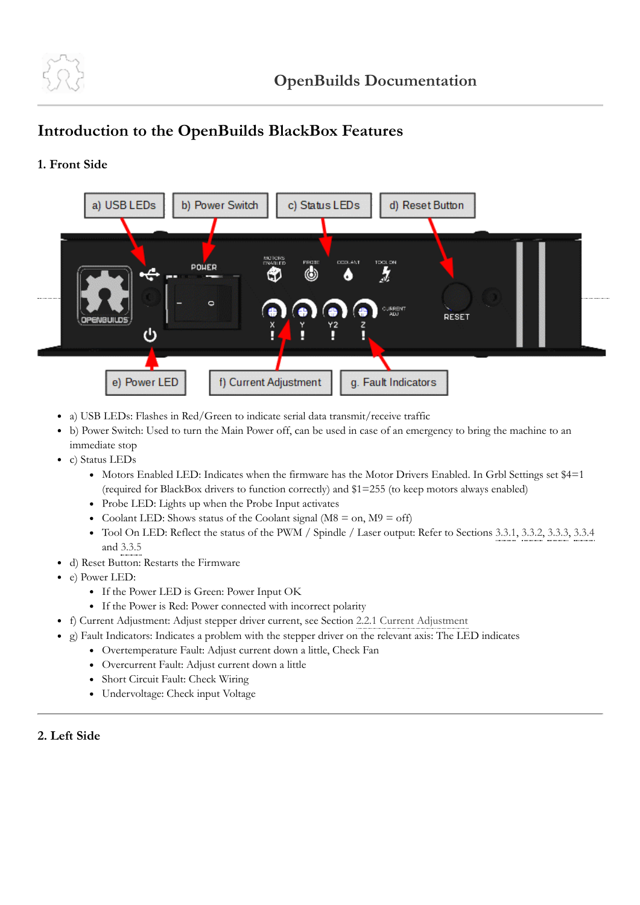# Introduction to the OpenBuilds BlackBox Features

## 1. Front Side

- a) USB LEDs: Flashes in Red/Green to indicate serial data transmit/receive traffic
- b) Power Switch: Used to turn the Main Power off, can be used in case of an emergency to bring the machine to an immediate stop
- c) Status LEDs
  - Motors Enabled LED: Indicates when the firmware has the Motor Drivers Enabled. In Grbl Settings set $4=1 (required for BlackBox drivers to function correctly) and $1=255 (to keep motors always enabled)
  - Probe LED: Lights up when the Probe Input activates
  - Coolant LED: Shows status of the Coolant signal (M8 = on, M9 = off)
  - Tool On LED: Reflect the status of the PWM / Spindle / Laser output: Refer to Sections 3.3.1, 3.3.2, 3.3.3, 3.3.4 and 3.3.5
- d) Reset Button: Restarts the Firmware
- e) Power LED:
  - If the Power LED is Green: Power Input OK
  - If the Power is Red: Power connected with incorrect polarity
- f) Current Adjustment: Adjust stepper driver current, see Section 2.2.1 Current Adjustment
- g) Fault Indicators: Indicates a problem with the stepper driver on the relevant axis: The LED indicates
  - Overtemperature Fault: Adjust current down a little, Check Fan
  - Overcurrent Fault: Adjust current down a little
  - Short Circuit Fault: Check Wiring
  - Undervoltage: Check input Voltage

## 2. Left Side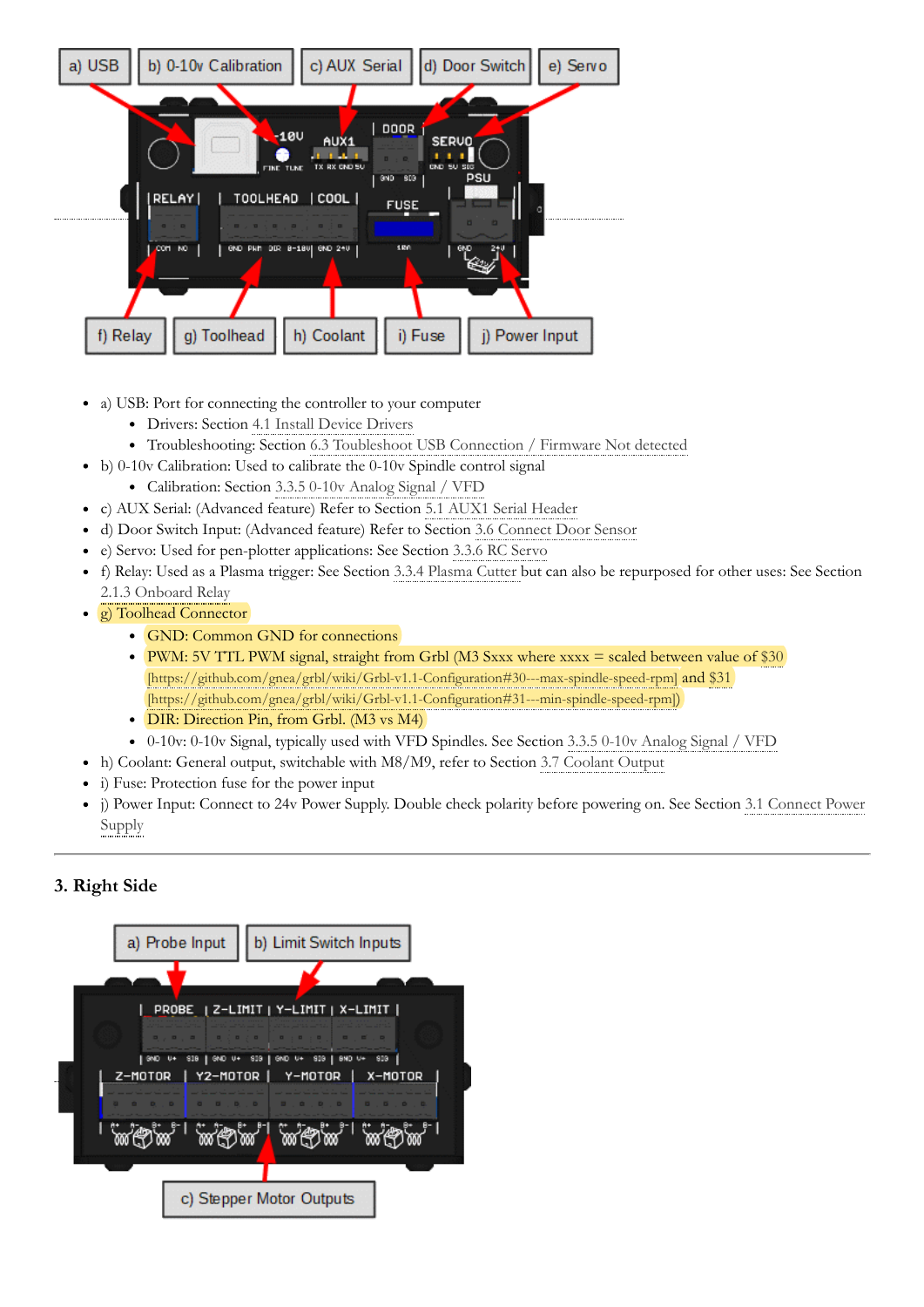- a) USB: Port for connecting the controller to your computer
  - Drivers: Section 4.1 Install Device Drivers
  - Troubleshooting: Section 6.3 Toubleshoot USB Connection / Firmware Not detected
- b) 0-10v Calibration: Used to calibrate the 0-10v Spindle control signal
  - Calibration: Section 3.3.5 0-10v Analog Signal / VFD
- c) AUX Serial: (Advanced feature) Refer to Section 5.1 AUX1 Serial Header
- d) Door Switch Input: (Advanced feature) Refer to Section 3.6 Connect Door Sensor
- e) Servo: Used for pen-plotter applications: See Section 3.3.6 RC Servo
- f) Relay: Used as a Plasma trigger: See Section 3.3.4 Plasma Cutter but can also be repurposed for other uses: See Section 2.1.3 Onboard Relay
- g) Toolhead Connector
  - GND: Common GND for connections
  - PWM: 5V TTL PWM signal, straight from Grbl (M3 Sxxx where xxxx = scaled between value of $30 [https://github.com/gnea/grbl/wiki/Grbl-v1.1-Configuration#30---max-spindle-speed-rpm] and $31 [https://github.com/gnea/grbl/wiki/Grbl-v1.1-Configuration#31---min-spindle-speed-rpm])
  - DIR: Direction Pin, from Grbl. (M3 vs M4)
  - 0-10v: 0-10v Signal, typically used with VFD Spindles. See Section 3.3.5 0-10v Analog Signal / VFD
- h) Coolant: General output, switchable with M8/M9, refer to Section 3.7 Coolant Output
- i) Fuse: Protection fuse for the power input
- j) Power Input: Connect to 24v Power Supply. Double check polarity before powering on. See Section 3.1 Connect Power Supply

---

### 3. Right Side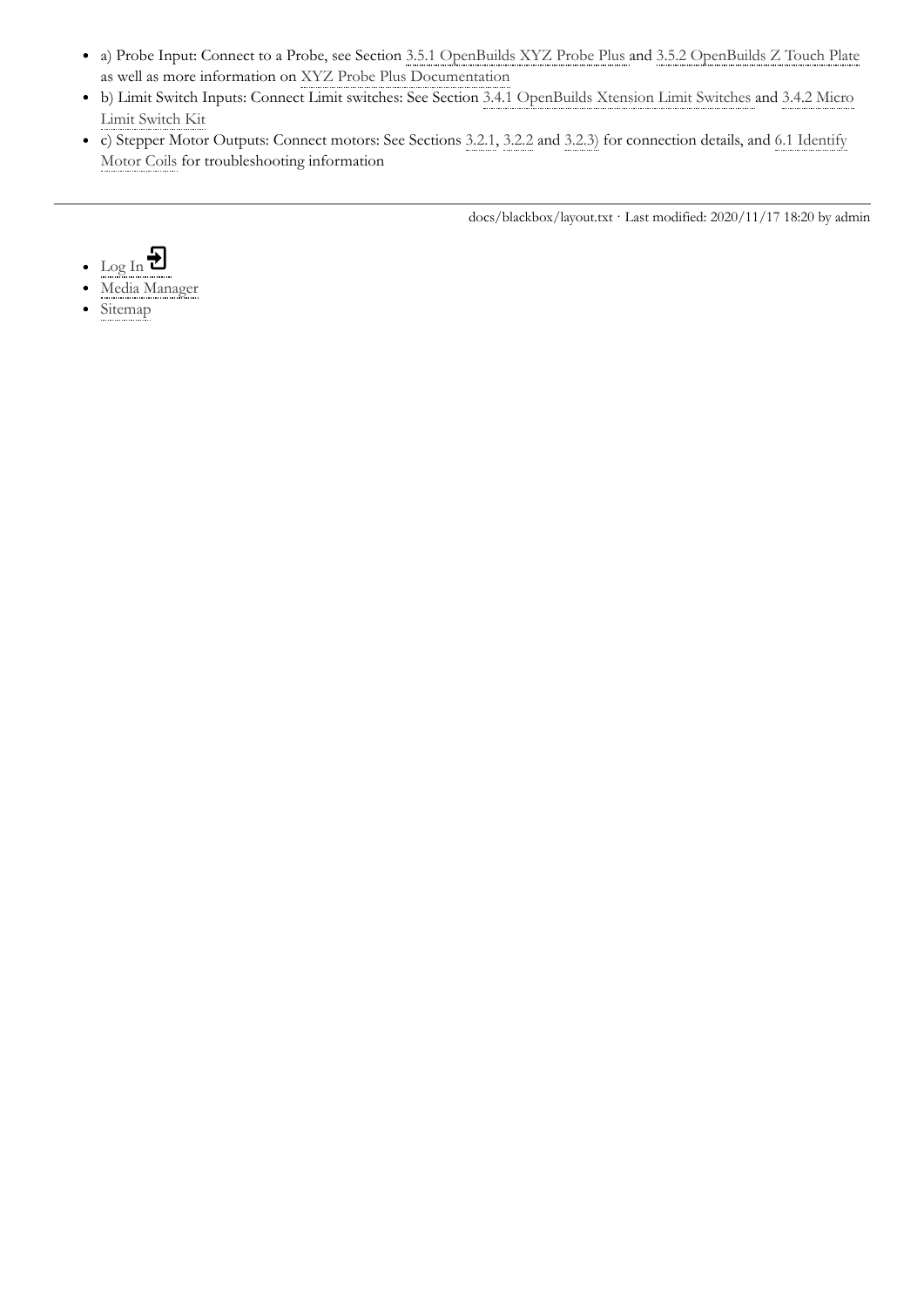- a) Probe Input: Connect to a Probe, see Section 3.5.1 OpenBuilds XYZ Probe Plus and 3.5.2 OpenBuilds Z Touch Plate as well as more information on XYZ Probe Plus Documentation
- b) Limit Switch Inputs: Connect Limit switches: See Section 3.4.1 OpenBuilds Xtension Limit Switches and 3.4.2 Micro Limit Switch Kit
- c) Stepper Motor Outputs: Connect motors: See Sections 3.2.1, 3.2.2 and 3.2.3) for connection details, and 6.1 Identify Motor Coils for troubleshooting information

---

docs/blackbox/layout.txt · Last modified: 2020/11/17 18:20 by admin

- Log In
- Media Manager
- Sitemap